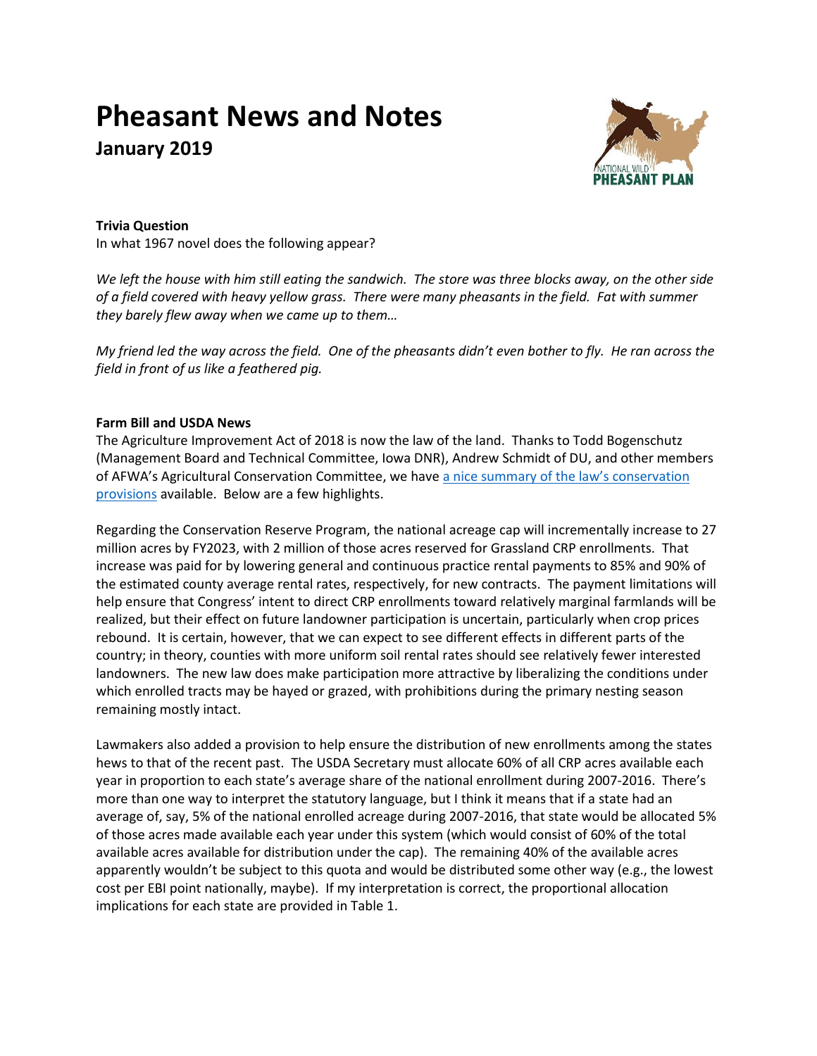# Pheasant News and Notes

## January 2019

**Trivia Question**

In what 1967 novel does the following appear?

*We left the house with him still eating the sandwich. The store was three blocks away, on the other side of a field covered with heavy yellow grass. There were many pheasants in the field. Fat with summer they barely flew away when we came up to them…*

*My friend led the way across the field. One of the pheasants didn't even bother to fly. He ran across the field in front of us like a feathered pig.*

**Farm Bill and USDA News**

The Agriculture Improvement Act of 2018 is now the law of the land. Thanks to Todd Bogenschutz (Management Board and Technical Committee, Iowa DNR), Andrew Schmidt of DU, and other members of AFWA's Agricultural Conservation Committee, we have a nice summary of the law's conservation provisions available. Below are a few highlights.

Regarding the Conservation Reserve Program, the national acreage cap will incrementally increase to 27 million acres by FY2023, with 2 million of those acres reserved for Grassland CRP enrollments. That increase was paid for by lowering general and continuous practice rental payments to 85% and 90% of the estimated county average rental rates, respectively, for new contracts. The payment limitations will help ensure that Congress' intent to direct CRP enrollments toward relatively marginal farmlands will be realized, but their effect on future landowner participation is uncertain, particularly when crop prices rebound. It is certain, however, that we can expect to see different effects in different parts of the country; in theory, counties with more uniform soil rental rates should see relatively fewer interested landowners. The new law does make participation more attractive by liberalizing the conditions under which enrolled tracts may be hayed or grazed, with prohibitions during the primary nesting season remaining mostly intact.

Lawmakers also added a provision to help ensure the distribution of new enrollments among the states hews to that of the recent past. The USDA Secretary must allocate 60% of all CRP acres available each year in proportion to each state's average share of the national enrollment during 2007-2016. There's more than one way to interpret the statutory language, but I think it means that if a state had an average of, say, 5% of the national enrolled acreage during 2007-2016, that state would be allocated 5% of those acres made available each year under this system (which would consist of 60% of the total available acres available for distribution under the cap). The remaining 40% of the available acres apparently wouldn't be subject to this quota and would be distributed some other way (e.g., the lowest cost per EBI point nationally, maybe). If my interpretation is correct, the proportional allocation implications for each state are provided in Table 1.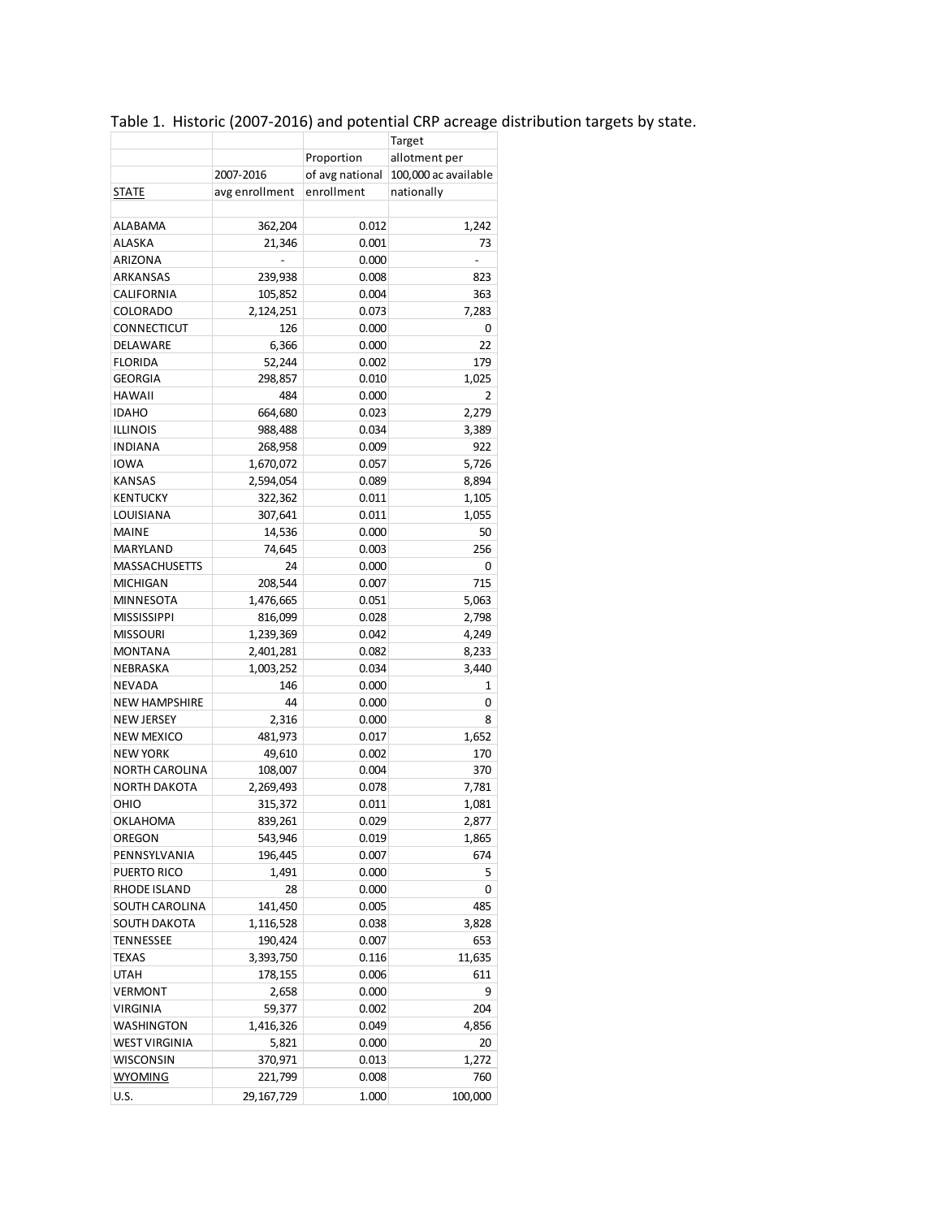Table 1. Historic (2007-2016) and potential CRP acreage distribution targets by state.

| STATE | 2007-2016 avg enrollment | Proportion of avg national enrollment | Target allotment per 100,000 ac available nationally |
|---|---|---|---|
| ALABAMA | 362,204 | 0.012 | 1,242 |
| ALASKA | 21,346 | 0.001 | 73 |
| ARIZONA | - | 0.000 | - |
| ARKANSAS | 239,938 | 0.008 | 823 |
| CALIFORNIA | 105,852 | 0.004 | 363 |
| COLORADO | 2,124,251 | 0.073 | 7,283 |
| CONNECTICUT | 126 | 0.000 | 0 |
| DELAWARE | 6,366 | 0.000 | 22 |
| FLORIDA | 52,244 | 0.002 | 179 |
| GEORGIA | 298,857 | 0.010 | 1,025 |
| HAWAII | 484 | 0.000 | 2 |
| IDAHO | 664,680 | 0.023 | 2,279 |
| ILLINOIS | 988,488 | 0.034 | 3,389 |
| INDIANA | 268,958 | 0.009 | 922 |
| IOWA | 1,670,072 | 0.057 | 5,726 |
| KANSAS | 2,594,054 | 0.089 | 8,894 |
| KENTUCKY | 322,362 | 0.011 | 1,105 |
| LOUISIANA | 307,641 | 0.011 | 1,055 |
| MAINE | 14,536 | 0.000 | 50 |
| MARYLAND | 74,645 | 0.003 | 256 |
| MASSACHUSETTS | 24 | 0.000 | 0 |
| MICHIGAN | 208,544 | 0.007 | 715 |
| MINNESOTA | 1,476,665 | 0.051 | 5,063 |
| MISSISSIPPI | 816,099 | 0.028 | 2,798 |
| MISSOURI | 1,239,369 | 0.042 | 4,249 |
| MONTANA | 2,401,281 | 0.082 | 8,233 |
| NEBRASKA | 1,003,252 | 0.034 | 3,440 |
| NEVADA | 146 | 0.000 | 1 |
| NEW HAMPSHIRE | 44 | 0.000 | 0 |
| NEW JERSEY | 2,316 | 0.000 | 8 |
| NEW MEXICO | 481,973 | 0.017 | 1,652 |
| NEW YORK | 49,610 | 0.002 | 170 |
| NORTH CAROLINA | 108,007 | 0.004 | 370 |
| NORTH DAKOTA | 2,269,493 | 0.078 | 7,781 |
| OHIO | 315,372 | 0.011 | 1,081 |
| OKLAHOMA | 839,261 | 0.029 | 2,877 |
| OREGON | 543,946 | 0.019 | 1,865 |
| PENNSYLVANIA | 196,445 | 0.007 | 674 |
| PUERTO RICO | 1,491 | 0.000 | 5 |
| RHODE ISLAND | 28 | 0.000 | 0 |
| SOUTH CAROLINA | 141,450 | 0.005 | 485 |
| SOUTH DAKOTA | 1,116,528 | 0.038 | 3,828 |
| TENNESSEE | 190,424 | 0.007 | 653 |
| TEXAS | 3,393,750 | 0.116 | 11,635 |
| UTAH | 178,155 | 0.006 | 611 |
| VERMONT | 2,658 | 0.000 | 9 |
| VIRGINIA | 59,377 | 0.002 | 204 |
| WASHINGTON | 1,416,326 | 0.049 | 4,856 |
| WEST VIRGINIA | 5,821 | 0.000 | 20 |
| WISCONSIN | 370,971 | 0.013 | 1,272 |
| WYOMING | 221,799 | 0.008 | 760 |
| U.S. | 29,167,729 | 1.000 | 100,000 |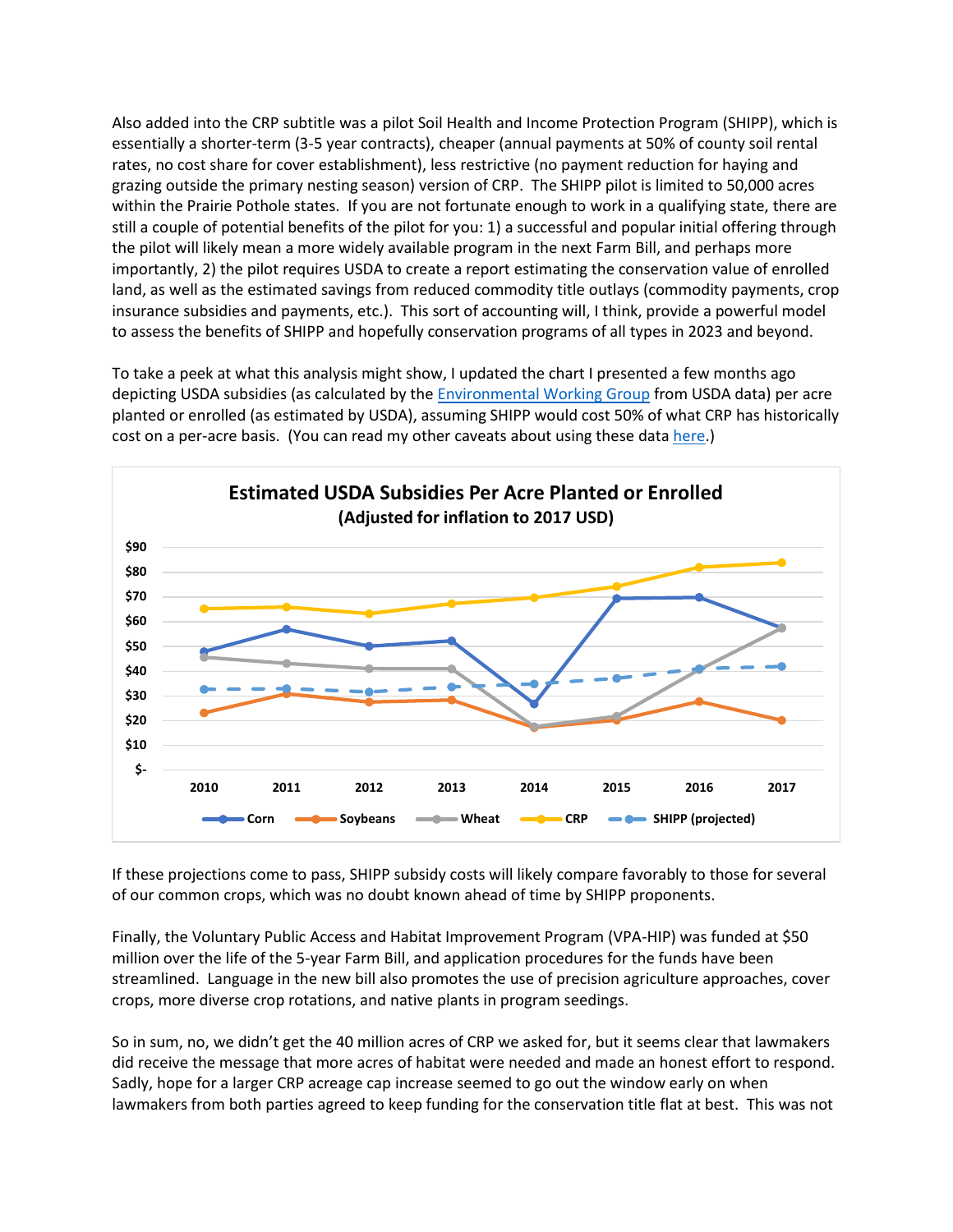Also added into the CRP subtitle was a pilot Soil Health and Income Protection Program (SHIPP), which is essentially a shorter-term (3-5 year contracts), cheaper (annual payments at 50% of county soil rental rates, no cost share for cover establishment), less restrictive (no payment reduction for haying and grazing outside the primary nesting season) version of CRP. The SHIPP pilot is limited to 50,000 acres within the Prairie Pothole states. If you are not fortunate enough to work in a qualifying state, there are still a couple of potential benefits of the pilot for you: 1) a successful and popular initial offering through the pilot will likely mean a more widely available program in the next Farm Bill, and perhaps more importantly, 2) the pilot requires USDA to create a report estimating the conservation value of enrolled land, as well as the estimated savings from reduced commodity title outlays (commodity payments, crop insurance subsidies and payments, etc.). This sort of accounting will, I think, provide a powerful model to assess the benefits of SHIPP and hopefully conservation programs of all types in 2023 and beyond.

To take a peek at what this analysis might show, I updated the chart I presented a few months ago depicting USDA subsidies (as calculated by the Environmental Working Group from USDA data) per acre planted or enrolled (as estimated by USDA), assuming SHIPP would cost 50% of what CRP has historically cost on a per-acre basis. (You can read my other caveats about using these data here.)

**Estimated USDA Subsidies Per Acre Planted or Enrolled**
**(Adjusted for inflation to 2017 USD)**

If these projections come to pass, SHIPP subsidy costs will likely compare favorably to those for several of our common crops, which was no doubt known ahead of time by SHIPP proponents.

Finally, the Voluntary Public Access and Habitat Improvement Program (VPA-HIP) was funded at $50 million over the life of the 5-year Farm Bill, and application procedures for the funds have been streamlined. Language in the new bill also promotes the use of precision agriculture approaches, cover crops, more diverse crop rotations, and native plants in program seedings.

So in sum, no, we didn't get the 40 million acres of CRP we asked for, but it seems clear that lawmakers did receive the message that more acres of habitat were needed and made an honest effort to respond. Sadly, hope for a larger CRP acreage cap increase seemed to go out the window early on when lawmakers from both parties agreed to keep funding for the conservation title flat at best. This was not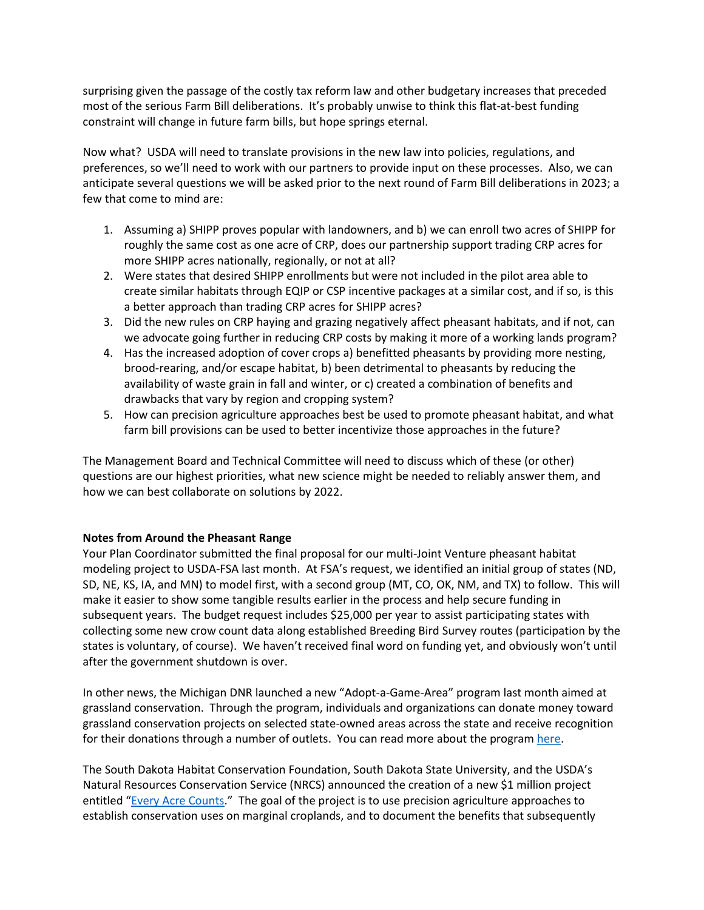surprising given the passage of the costly tax reform law and other budgetary increases that preceded most of the serious Farm Bill deliberations. It's probably unwise to think this flat-at-best funding constraint will change in future farm bills, but hope springs eternal.

Now what? USDA will need to translate provisions in the new law into policies, regulations, and preferences, so we'll need to work with our partners to provide input on these processes. Also, we can anticipate several questions we will be asked prior to the next round of Farm Bill deliberations in 2023; a few that come to mind are:

1. Assuming a) SHIPP proves popular with landowners, and b) we can enroll two acres of SHIPP for roughly the same cost as one acre of CRP, does our partnership support trading CRP acres for more SHIPP acres nationally, regionally, or not at all?
2. Were states that desired SHIPP enrollments but were not included in the pilot area able to create similar habitats through EQIP or CSP incentive packages at a similar cost, and if so, is this a better approach than trading CRP acres for SHIPP acres?
3. Did the new rules on CRP haying and grazing negatively affect pheasant habitats, and if not, can we advocate going further in reducing CRP costs by making it more of a working lands program?
4. Has the increased adoption of cover crops a) benefitted pheasants by providing more nesting, brood-rearing, and/or escape habitat, b) been detrimental to pheasants by reducing the availability of waste grain in fall and winter, or c) created a combination of benefits and drawbacks that vary by region and cropping system?
5. How can precision agriculture approaches best be used to promote pheasant habitat, and what farm bill provisions can be used to better incentivize those approaches in the future?

The Management Board and Technical Committee will need to discuss which of these (or other) questions are our highest priorities, what new science might be needed to reliably answer them, and how we can best collaborate on solutions by 2022.

**Notes from Around the Pheasant Range**

Your Plan Coordinator submitted the final proposal for our multi-Joint Venture pheasant habitat modeling project to USDA-FSA last month. At FSA's request, we identified an initial group of states (ND, SD, NE, KS, IA, and MN) to model first, with a second group (MT, CO, OK, NM, and TX) to follow. This will make it easier to show some tangible results earlier in the process and help secure funding in subsequent years. The budget request includes $25,000 per year to assist participating states with collecting some new crow count data along established Breeding Bird Survey routes (participation by the states is voluntary, of course). We haven't received final word on funding yet, and obviously won't until after the government shutdown is over.

In other news, the Michigan DNR launched a new "Adopt-a-Game-Area" program last month aimed at grassland conservation. Through the program, individuals and organizations can donate money toward grassland conservation projects on selected state-owned areas across the state and receive recognition for their donations through a number of outlets. You can read more about the program here.

The South Dakota Habitat Conservation Foundation, South Dakota State University, and the USDA's Natural Resources Conservation Service (NRCS) announced the creation of a new $1 million project entitled "Every Acre Counts." The goal of the project is to use precision agriculture approaches to establish conservation uses on marginal croplands, and to document the benefits that subsequently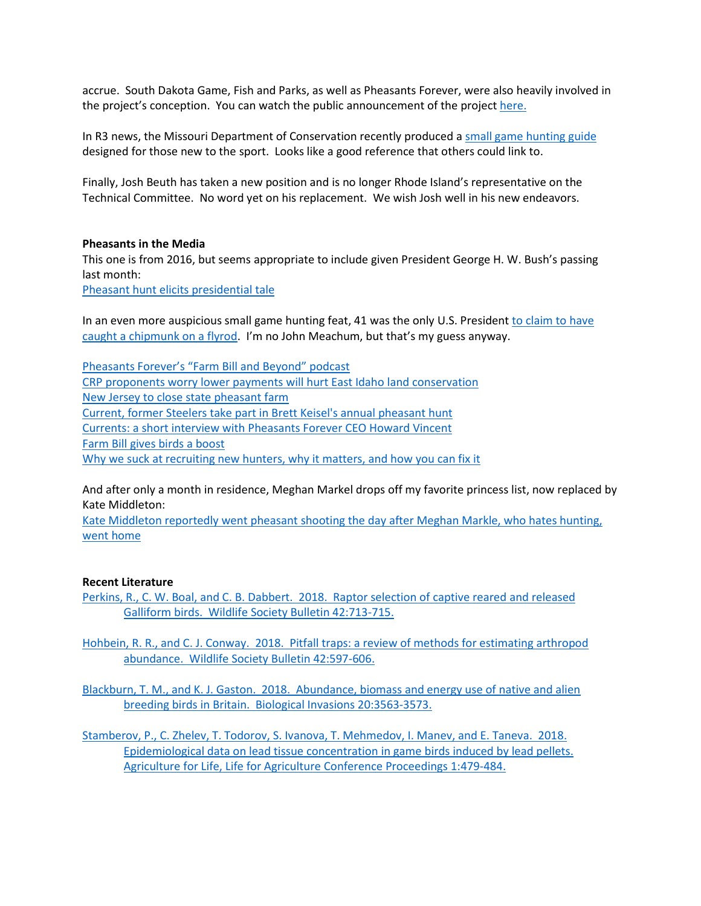accrue. South Dakota Game, Fish and Parks, as well as Pheasants Forever, were also heavily involved in the project's conception. You can watch the public announcement of the project here.

In R3 news, the Missouri Department of Conservation recently produced a small game hunting guide designed for those new to the sport. Looks like a good reference that others could link to.

Finally, Josh Beuth has taken a new position and is no longer Rhode Island's representative on the Technical Committee. No word yet on his replacement. We wish Josh well in his new endeavors.

**Pheasants in the Media**

This one is from 2016, but seems appropriate to include given President George H. W. Bush's passing last month:
Pheasant hunt elicits presidential tale

In an even more auspicious small game hunting feat, 41 was the only U.S. President to claim to have caught a chipmunk on a flyrod. I'm no John Meachum, but that's my guess anyway.

Pheasants Forever's "Farm Bill and Beyond" podcast
CRP proponents worry lower payments will hurt East Idaho land conservation
New Jersey to close state pheasant farm
Current, former Steelers take part in Brett Keisel's annual pheasant hunt
Currents: a short interview with Pheasants Forever CEO Howard Vincent
Farm Bill gives birds a boost
Why we suck at recruiting new hunters, why it matters, and how you can fix it

And after only a month in residence, Meghan Markel drops off my favorite princess list, now replaced by Kate Middleton:
Kate Middleton reportedly went pheasant shooting the day after Meghan Markle, who hates hunting, went home

**Recent Literature**

Perkins, R., C. W. Boal, and C. B. Dabbert. 2018. Raptor selection of captive reared and released Galliform birds. Wildlife Society Bulletin 42:713-715.

Hohbein, R. R., and C. J. Conway. 2018. Pitfall traps: a review of methods for estimating arthropod abundance. Wildlife Society Bulletin 42:597-606.

Blackburn, T. M., and K. J. Gaston. 2018. Abundance, biomass and energy use of native and alien breeding birds in Britain. Biological Invasions 20:3563-3573.

Stamberov, P., C. Zhelev, T. Todorov, S. Ivanova, T. Mehmedov, I. Manev, and E. Taneva. 2018. Epidemiological data on lead tissue concentration in game birds induced by lead pellets. Agriculture for Life, Life for Agriculture Conference Proceedings 1:479-484.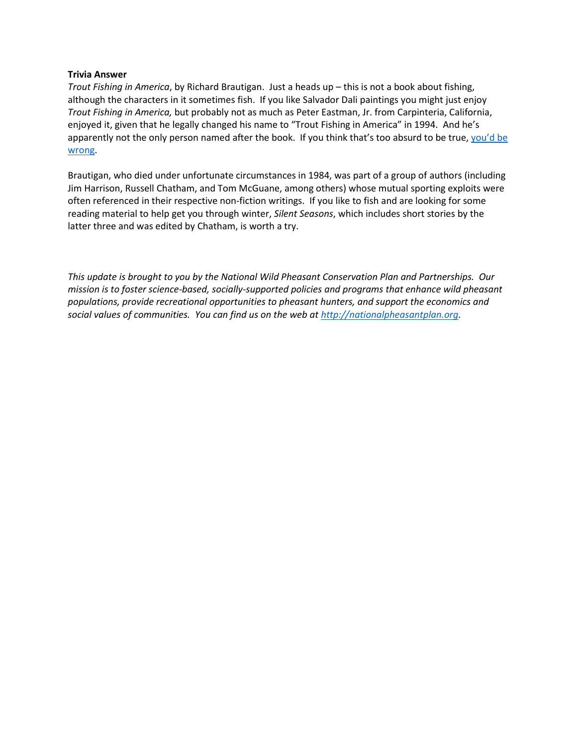**Trivia Answer**

*Trout Fishing in America*, by Richard Brautigan. Just a heads up – this is not a book about fishing, although the characters in it sometimes fish. If you like Salvador Dali paintings you might just enjoy *Trout Fishing in America,* but probably not as much as Peter Eastman, Jr. from Carpinteria, California, enjoyed it, given that he legally changed his name to "Trout Fishing in America" in 1994. And he's apparently not the only person named after the book. If you think that's too absurd to be true, you'd be wrong.

Brautigan, who died under unfortunate circumstances in 1984, was part of a group of authors (including Jim Harrison, Russell Chatham, and Tom McGuane, among others) whose mutual sporting exploits were often referenced in their respective non-fiction writings. If you like to fish and are looking for some reading material to help get you through winter, *Silent Seasons*, which includes short stories by the latter three and was edited by Chatham, is worth a try.

*This update is brought to you by the National Wild Pheasant Conservation Plan and Partnerships. Our mission is to foster science-based, socially-supported policies and programs that enhance wild pheasant populations, provide recreational opportunities to pheasant hunters, and support the economics and social values of communities. You can find us on the web at http://nationalpheasantplan.org.*